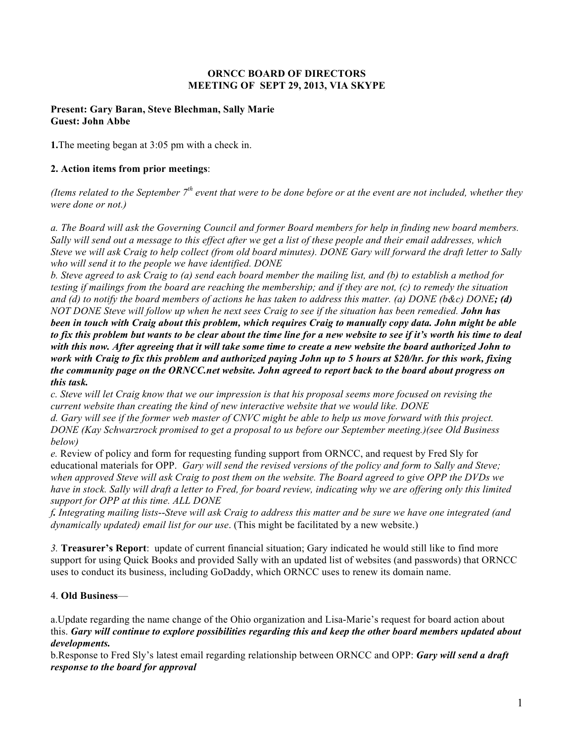# ORNCC BOARD OF DIRECTORS
## MEETING OF SEPT 29, 2013, VIA SKYPE

**Present: Gary Baran, Steve Blechman, Sally Marie**
**Guest: John Abbe**

**1.**The meeting began at 3:05 pm with a check in.

**2. Action items from prior meetings**:

*(Items related to the September 7th event that were to be done before or at the event are not included, whether they were done or not.)*

*a. The Board will ask the Governing Council and former Board members for help in finding new board members. Sally will send out a message to this effect after we get a list of these people and their email addresses, which Steve we will ask Craig to help collect (from old board minutes). DONE Gary will forward the draft letter to Sally who will send it to the people we have identified. DONE*

*b. Steve agreed to ask Craig to (a) send each board member the mailing list, and (b) to establish a method for testing if mailings from the board are reaching the membership; and if they are not, (c) to remedy the situation and (d) to notify the board members of actions he has taken to address this matter. (a) DONE (b&c) DONE**; (d)** NOT DONE Steve will follow up when he next sees Craig to see if the situation has been remedied.* ***John has been in touch with Craig about this problem, which requires Craig to manually copy data. John might be able to fix this problem but wants to be clear about the time line for a new website to see if it's worth his time to deal with this now. After agreeing that it will take some time to create a new website the board authorized John to work with Craig to fix this problem and authorized paying John up to 5 hours at $20/hr. for this work, fixing the community page on the ORNCC.net website. John agreed to report back to the board about progress on this task.***

*c. Steve will let Craig know that we our impression is that his proposal seems more focused on revising the current website than creating the kind of new interactive website that we would like. DONE*

*d. Gary will see if the former web master of CNVC might be able to help us move forward with this project. DONE (Kay Schwarzrock promised to get a proposal to us before our September meeting.)(see Old Business below)*

*e.* Review of policy and form for requesting funding support from ORNCC, and request by Fred Sly for educational materials for OPP. *Gary will send the revised versions of the policy and form to Sally and Steve; when approved Steve will ask Craig to post them on the website. The Board agreed to give OPP the DVDs we have in stock. Sally will draft a letter to Fred, for board review, indicating why we are offering only this limited support for OPP at this time. ALL DONE*

***f.*** *Integrating mailing lists--Steve will ask Craig to address this matter and be sure we have one integrated (and dynamically updated) email list for our use*. (This might be facilitated by a new website.)

*3.* **Treasurer's Report**: update of current financial situation; Gary indicated he would still like to find more support for using Quick Books and provided Sally with an updated list of websites (and passwords) that ORNCC uses to conduct its business, including GoDaddy, which ORNCC uses to renew its domain name.

4. **Old Business**—

a.Update regarding the name change of the Ohio organization and Lisa-Marie's request for board action about this. ***Gary will continue to explore possibilities regarding this and keep the other board members updated about developments.***

b.Response to Fred Sly's latest email regarding relationship between ORNCC and OPP: ***Gary will send a draft response to the board for approval***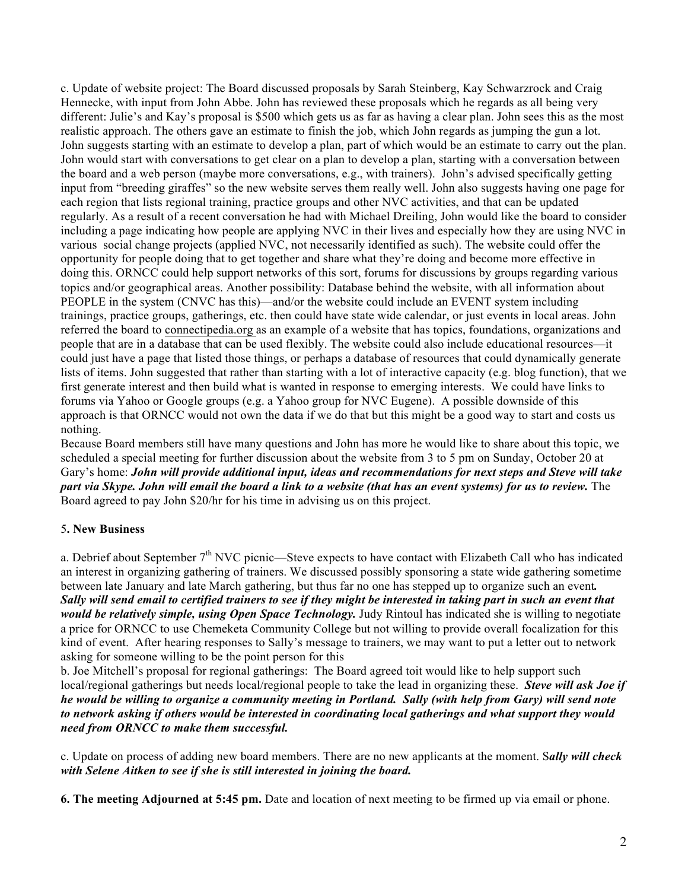c. Update of website project: The Board discussed proposals by Sarah Steinberg, Kay Schwarzrock and Craig Hennecke, with input from John Abbe. John has reviewed these proposals which he regards as all being very different: Julie's and Kay's proposal is $500 which gets us as far as having a clear plan. John sees this as the most realistic approach. The others gave an estimate to finish the job, which John regards as jumping the gun a lot. John suggests starting with an estimate to develop a plan, part of which would be an estimate to carry out the plan. John would start with conversations to get clear on a plan to develop a plan, starting with a conversation between the board and a web person (maybe more conversations, e.g., with trainers). John's advised specifically getting input from "breeding giraffes" so the new website serves them really well. John also suggests having one page for each region that lists regional training, practice groups and other NVC activities, and that can be updated regularly. As a result of a recent conversation he had with Michael Dreiling, John would like the board to consider including a page indicating how people are applying NVC in their lives and especially how they are using NVC in various social change projects (applied NVC, not necessarily identified as such). The website could offer the opportunity for people doing that to get together and share what they're doing and become more effective in doing this. ORNCC could help support networks of this sort, forums for discussions by groups regarding various topics and/or geographical areas. Another possibility: Database behind the website, with all information about PEOPLE in the system (CNVC has this)—and/or the website could include an EVENT system including trainings, practice groups, gatherings, etc. then could have state wide calendar, or just events in local areas. John referred the board to connectipedia.org as an example of a website that has topics, foundations, organizations and people that are in a database that can be used flexibly. The website could also include educational resources—it could just have a page that listed those things, or perhaps a database of resources that could dynamically generate lists of items. John suggested that rather than starting with a lot of interactive capacity (e.g. blog function), that we first generate interest and then build what is wanted in response to emerging interests. We could have links to forums via Yahoo or Google groups (e.g. a Yahoo group for NVC Eugene). A possible downside of this approach is that ORNCC would not own the data if we do that but this might be a good way to start and costs us nothing.

Because Board members still have many questions and John has more he would like to share about this topic, we scheduled a special meeting for further discussion about the website from 3 to 5 pm on Sunday, October 20 at Gary's home: ***John will provide additional input, ideas and recommendations for next steps and Steve will take part via Skype. John will email the board a link to a website (that has an event systems) for us to review.*** The Board agreed to pay John $20/hr for his time in advising us on this project.

### 5. New Business

a. Debrief about September 7th NVC picnic—Steve expects to have contact with Elizabeth Call who has indicated an interest in organizing gathering of trainers. We discussed possibly sponsoring a state wide gathering sometime between late January and late March gathering, but thus far no one has stepped up to organize such an event. ***Sally will send email to certified trainers to see if they might be interested in taking part in such an event that would be relatively simple, using Open Space Technology.*** Judy Rintoul has indicated she is willing to negotiate a price for ORNCC to use Chemeketa Community College but not willing to provide overall focalization for this kind of event. After hearing responses to Sally's message to trainers, we may want to put a letter out to network asking for someone willing to be the point person for this

b. Joe Mitchell's proposal for regional gatherings: The Board agreed toit would like to help support such local/regional gatherings but needs local/regional people to take the lead in organizing these. ***Steve will ask Joe if he would be willing to organize a community meeting in Portland. Sally (with help from Gary) will send note to network asking if others would be interested in coordinating local gatherings and what support they would need from ORNCC to make them successful.***

c. Update on process of adding new board members. There are no new applicants at the moment. S***ally will check with Selene Aitken to see if she is still interested in joining the board.***

**6. The meeting Adjourned at 5:45 pm.** Date and location of next meeting to be firmed up via email or phone.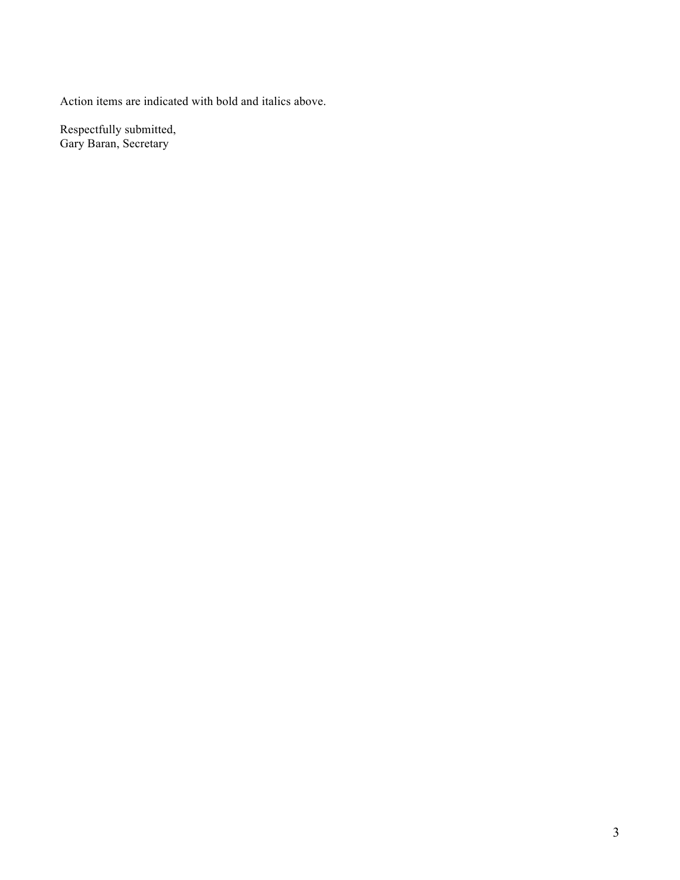Action items are indicated with bold and italics above.

Respectfully submitted,
Gary Baran, Secretary